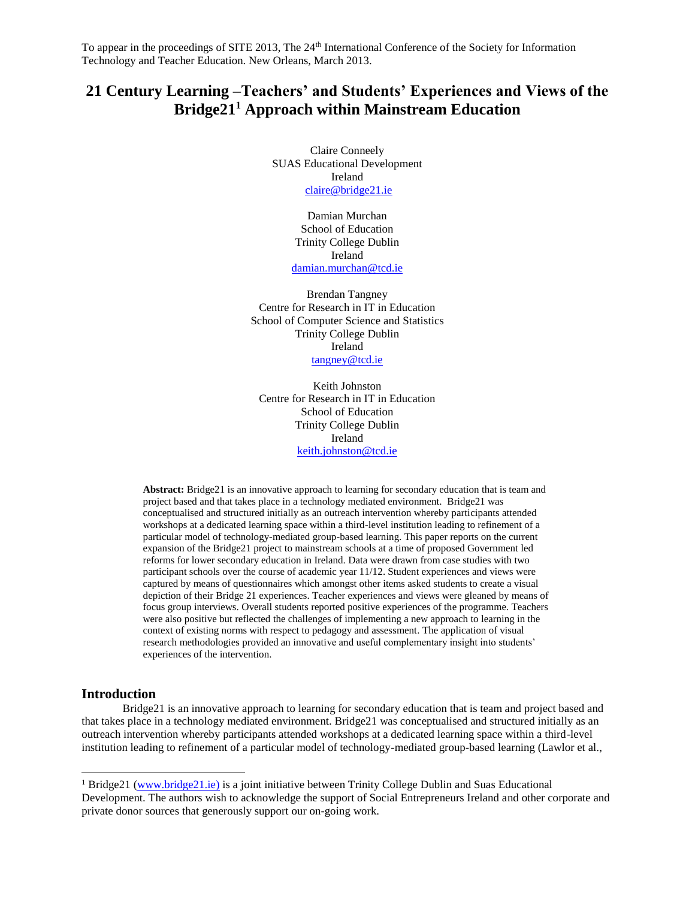To appear in the proceedings of SITE 2013, The 24th International Conference of the Society for Information Technology and Teacher Education. New Orleans, March 2013.

# 21 Century Learning –Teachers' and Students' Experiences and Views of the Bridge21[1] Approach within Mainstream Education

Claire Conneely
SUAS Educational Development
Ireland
claire@bridge21.ie

Damian Murchan
School of Education
Trinity College Dublin
Ireland
damian.murchan@tcd.ie

Brendan Tangney
Centre for Research in IT in Education
School of Computer Science and Statistics
Trinity College Dublin
Ireland
tangney@tcd.ie

Keith Johnston
Centre for Research in IT in Education
School of Education
Trinity College Dublin
Ireland
keith.johnston@tcd.ie

**Abstract:** Bridge21 is an innovative approach to learning for secondary education that is team and project based and that takes place in a technology mediated environment. Bridge21 was conceptualised and structured initially as an outreach intervention whereby participants attended workshops at a dedicated learning space within a third-level institution leading to refinement of a particular model of technology-mediated group-based learning. This paper reports on the current expansion of the Bridge21 project to mainstream schools at a time of proposed Government led reforms for lower secondary education in Ireland. Data were drawn from case studies with two participant schools over the course of academic year 11/12. Student experiences and views were captured by means of questionnaires which amongst other items asked students to create a visual depiction of their Bridge 21 experiences. Teacher experiences and views were gleaned by means of focus group interviews. Overall students reported positive experiences of the programme. Teachers were also positive but reflected the challenges of implementing a new approach to learning in the context of existing norms with respect to pedagogy and assessment. The application of visual research methodologies provided an innovative and useful complementary insight into students' experiences of the intervention.

## Introduction

Bridge21 is an innovative approach to learning for secondary education that is team and project based and that takes place in a technology mediated environment. Bridge21 was conceptualised and structured initially as an outreach intervention whereby participants attended workshops at a dedicated learning space within a third-level institution leading to refinement of a particular model of technology-mediated group-based learning (Lawlor et al.,

[1] Bridge21 (www.bridge21.ie) is a joint initiative between Trinity College Dublin and Suas Educational Development. The authors wish to acknowledge the support of Social Entrepreneurs Ireland and other corporate and private donor sources that generously support our on-going work.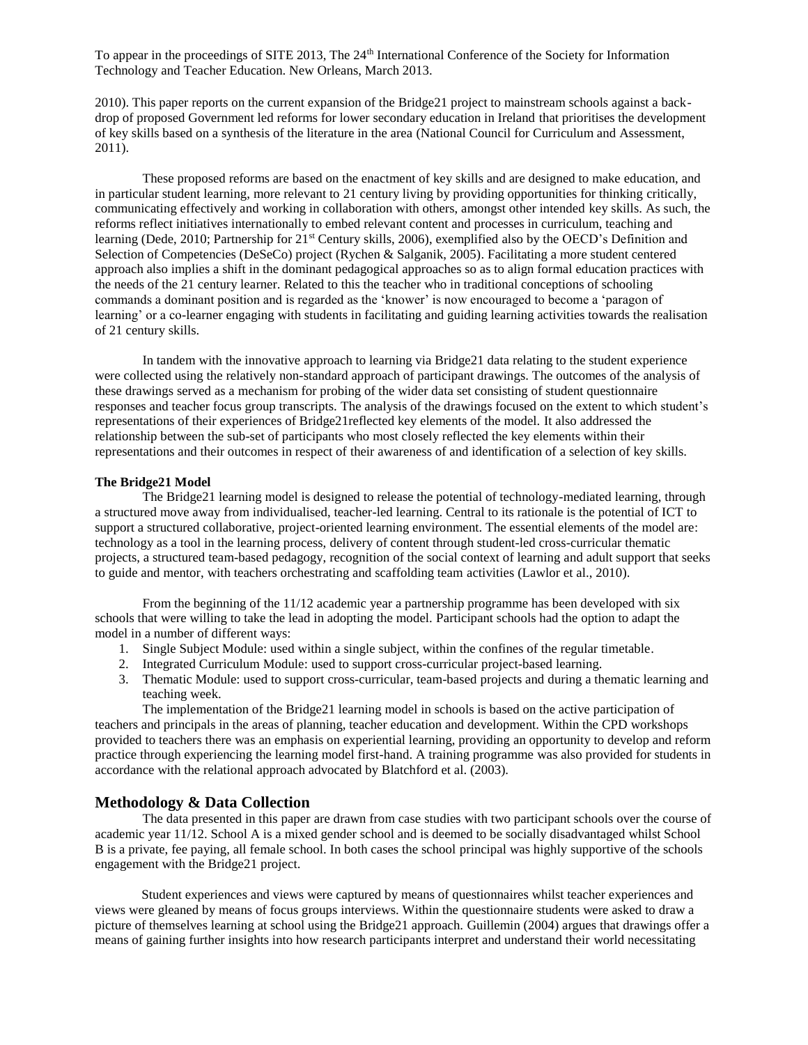2010). This paper reports on the current expansion of the Bridge21 project to mainstream schools against a back-drop of proposed Government led reforms for lower secondary education in Ireland that prioritises the development of key skills based on a synthesis of the literature in the area (National Council for Curriculum and Assessment, 2011).

These proposed reforms are based on the enactment of key skills and are designed to make education, and in particular student learning, more relevant to 21 century living by providing opportunities for thinking critically, communicating effectively and working in collaboration with others, amongst other intended key skills. As such, the reforms reflect initiatives internationally to embed relevant content and processes in curriculum, teaching and learning (Dede, 2010; Partnership for 21st Century skills, 2006), exemplified also by the OECD's Definition and Selection of Competencies (DeSeCo) project (Rychen & Salganik, 2005). Facilitating a more student centered approach also implies a shift in the dominant pedagogical approaches so as to align formal education practices with the needs of the 21 century learner. Related to this the teacher who in traditional conceptions of schooling commands a dominant position and is regarded as the 'knower' is now encouraged to become a 'paragon of learning' or a co-learner engaging with students in facilitating and guiding learning activities towards the realisation of 21 century skills.

In tandem with the innovative approach to learning via Bridge21 data relating to the student experience were collected using the relatively non-standard approach of participant drawings. The outcomes of the analysis of these drawings served as a mechanism for probing of the wider data set consisting of student questionnaire responses and teacher focus group transcripts. The analysis of the drawings focused on the extent to which student's representations of their experiences of Bridge21reflected key elements of the model. It also addressed the relationship between the sub-set of participants who most closely reflected the key elements within their representations and their outcomes in respect of their awareness of and identification of a selection of key skills.

### The Bridge21 Model

The Bridge21 learning model is designed to release the potential of technology-mediated learning, through a structured move away from individualised, teacher-led learning. Central to its rationale is the potential of ICT to support a structured collaborative, project-oriented learning environment. The essential elements of the model are: technology as a tool in the learning process, delivery of content through student-led cross-curricular thematic projects, a structured team-based pedagogy, recognition of the social context of learning and adult support that seeks to guide and mentor, with teachers orchestrating and scaffolding team activities (Lawlor et al., 2010).

From the beginning of the 11/12 academic year a partnership programme has been developed with six schools that were willing to take the lead in adopting the model. Participant schools had the option to adapt the model in a number of different ways:

1. Single Subject Module: used within a single subject, within the confines of the regular timetable.
2. Integrated Curriculum Module: used to support cross-curricular project-based learning.
3. Thematic Module: used to support cross-curricular, team-based projects and during a thematic learning and teaching week.

The implementation of the Bridge21 learning model in schools is based on the active participation of teachers and principals in the areas of planning, teacher education and development. Within the CPD workshops provided to teachers there was an emphasis on experiential learning, providing an opportunity to develop and reform practice through experiencing the learning model first-hand. A training programme was also provided for students in accordance with the relational approach advocated by Blatchford et al. (2003).

## Methodology & Data Collection

The data presented in this paper are drawn from case studies with two participant schools over the course of academic year 11/12. School A is a mixed gender school and is deemed to be socially disadvantaged whilst School B is a private, fee paying, all female school. In both cases the school principal was highly supportive of the schools engagement with the Bridge21 project.

Student experiences and views were captured by means of questionnaires whilst teacher experiences and views were gleaned by means of focus groups interviews. Within the questionnaire students were asked to draw a picture of themselves learning at school using the Bridge21 approach. Guillemin (2004) argues that drawings offer a means of gaining further insights into how research participants interpret and understand their world necessitating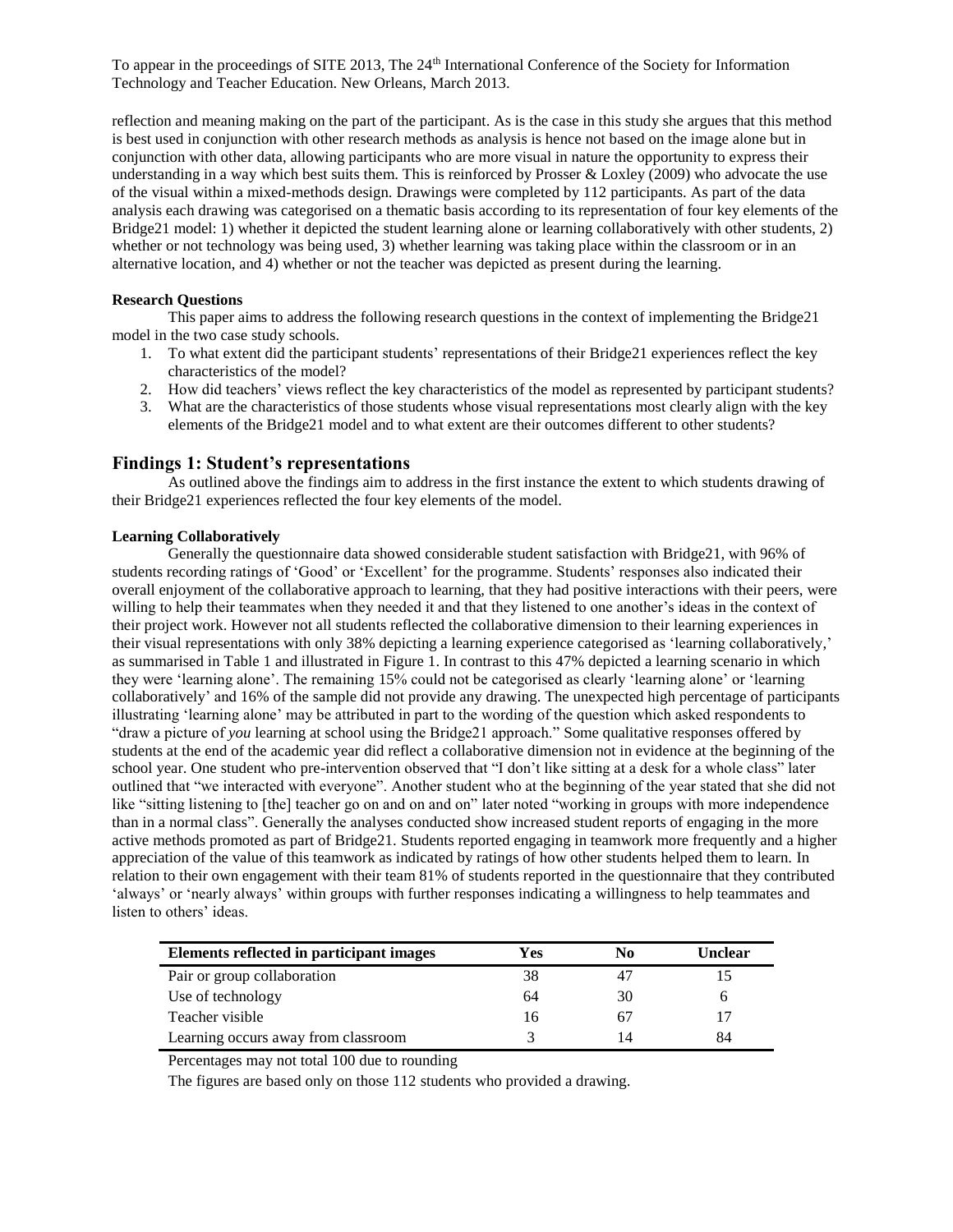reflection and meaning making on the part of the participant. As is the case in this study she argues that this method is best used in conjunction with other research methods as analysis is hence not based on the image alone but in conjunction with other data, allowing participants who are more visual in nature the opportunity to express their understanding in a way which best suits them. This is reinforced by Prosser & Loxley (2009) who advocate the use of the visual within a mixed-methods design. Drawings were completed by 112 participants. As part of the data analysis each drawing was categorised on a thematic basis according to its representation of four key elements of the Bridge21 model: 1) whether it depicted the student learning alone or learning collaboratively with other students, 2) whether or not technology was being used, 3) whether learning was taking place within the classroom or in an alternative location, and 4) whether or not the teacher was depicted as present during the learning.

**Research Questions**

This paper aims to address the following research questions in the context of implementing the Bridge21 model in the two case study schools.

1. To what extent did the participant students' representations of their Bridge21 experiences reflect the key characteristics of the model?
2. How did teachers' views reflect the key characteristics of the model as represented by participant students?
3. What are the characteristics of those students whose visual representations most clearly align with the key elements of the Bridge21 model and to what extent are their outcomes different to other students?

## Findings 1: Student's representations

As outlined above the findings aim to address in the first instance the extent to which students drawing of their Bridge21 experiences reflected the four key elements of the model.

**Learning Collaboratively**

Generally the questionnaire data showed considerable student satisfaction with Bridge21, with 96% of students recording ratings of 'Good' or 'Excellent' for the programme. Students' responses also indicated their overall enjoyment of the collaborative approach to learning, that they had positive interactions with their peers, were willing to help their teammates when they needed it and that they listened to one another's ideas in the context of their project work. However not all students reflected the collaborative dimension to their learning experiences in their visual representations with only 38% depicting a learning experience categorised as 'learning collaboratively,' as summarised in Table 1 and illustrated in Figure 1. In contrast to this 47% depicted a learning scenario in which they were 'learning alone'. The remaining 15% could not be categorised as clearly 'learning alone' or 'learning collaboratively' and 16% of the sample did not provide any drawing. The unexpected high percentage of participants illustrating 'learning alone' may be attributed in part to the wording of the question which asked respondents to "draw a picture of *you* learning at school using the Bridge21 approach." Some qualitative responses offered by students at the end of the academic year did reflect a collaborative dimension not in evidence at the beginning of the school year. One student who pre-intervention observed that "I don't like sitting at a desk for a whole class" later outlined that "we interacted with everyone". Another student who at the beginning of the year stated that she did not like "sitting listening to [the] teacher go on and on and on" later noted "working in groups with more independence than in a normal class". Generally the analyses conducted show increased student reports of engaging in the more active methods promoted as part of Bridge21. Students reported engaging in teamwork more frequently and a higher appreciation of the value of this teamwork as indicated by ratings of how other students helped them to learn. In relation to their own engagement with their team 81% of students reported in the questionnaire that they contributed 'always' or 'nearly always' within groups with further responses indicating a willingness to help teammates and listen to others' ideas.

| Elements reflected in participant images | Yes | No | Unclear |
|---|---|---|---|
| Pair or group collaboration | 38 | 47 | 15 |
| Use of technology | 64 | 30 | 6 |
| Teacher visible | 16 | 67 | 17 |
| Learning occurs away from classroom | 3 | 14 | 84 |

Percentages may not total 100 due to rounding

The figures are based only on those 112 students who provided a drawing.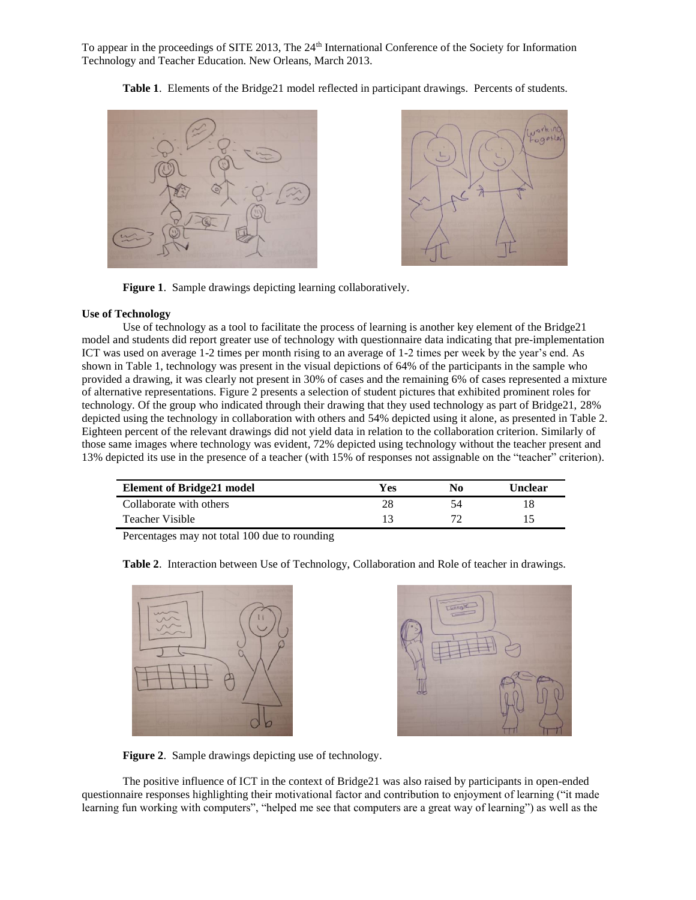**Table 1**. Elements of the Bridge21 model reflected in participant drawings. Percents of students.

**Figure 1**. Sample drawings depicting learning collaboratively.

**Use of Technology**

Use of technology as a tool to facilitate the process of learning is another key element of the Bridge21 model and students did report greater use of technology with questionnaire data indicating that pre-implementation ICT was used on average 1-2 times per month rising to an average of 1-2 times per week by the year's end. As shown in Table 1, technology was present in the visual depictions of 64% of the participants in the sample who provided a drawing, it was clearly not present in 30% of cases and the remaining 6% of cases represented a mixture of alternative representations. Figure 2 presents a selection of student pictures that exhibited prominent roles for technology. Of the group who indicated through their drawing that they used technology as part of Bridge21, 28% depicted using the technology in collaboration with others and 54% depicted using it alone, as presented in Table 2. Eighteen percent of the relevant drawings did not yield data in relation to the collaboration criterion. Similarly of those same images where technology was evident, 72% depicted using technology without the teacher present and 13% depicted its use in the presence of a teacher (with 15% of responses not assignable on the "teacher" criterion).

| Element of Bridge21 model | Yes | No | Unclear |
|---|---|---|---|
| Collaborate with others | 28 | 54 | 18 |
| Teacher Visible | 13 | 72 | 15 |

Percentages may not total 100 due to rounding

**Table 2**. Interaction between Use of Technology, Collaboration and Role of teacher in drawings.

**Figure 2**. Sample drawings depicting use of technology.

The positive influence of ICT in the context of Bridge21 was also raised by participants in open-ended questionnaire responses highlighting their motivational factor and contribution to enjoyment of learning ("it made learning fun working with computers", "helped me see that computers are a great way of learning") as well as the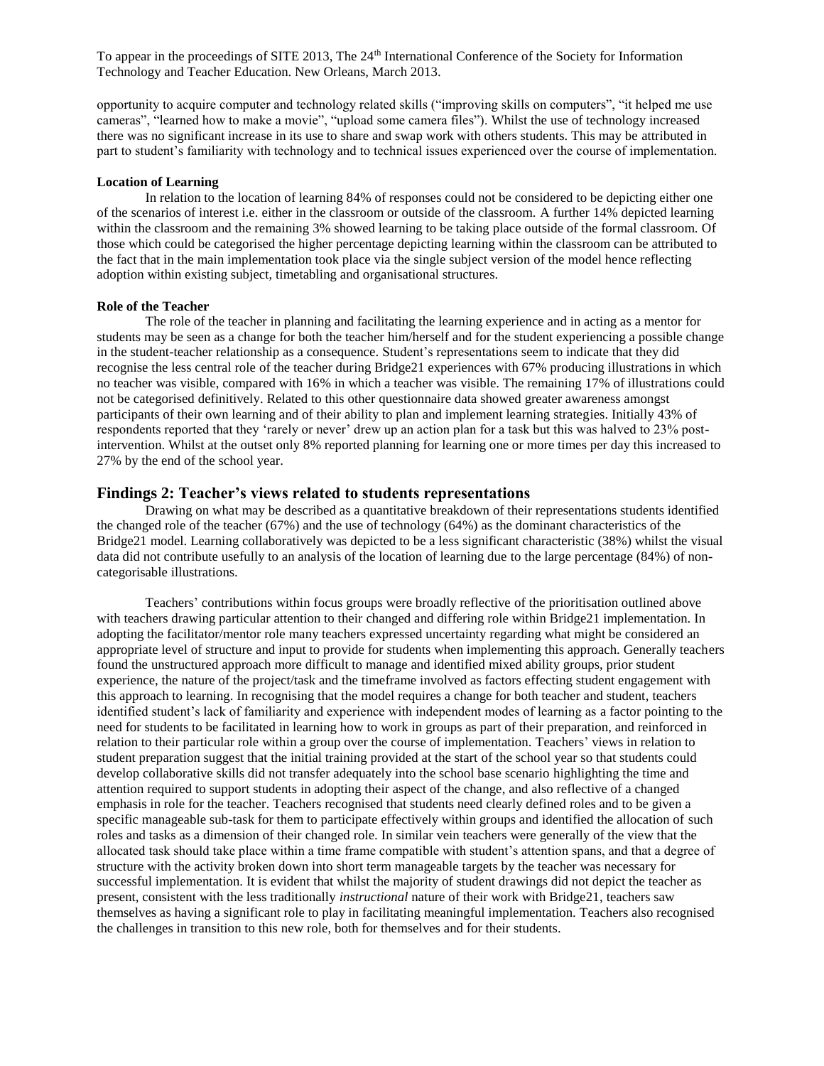opportunity to acquire computer and technology related skills ("improving skills on computers", "it helped me use cameras", "learned how to make a movie", "upload some camera files"). Whilst the use of technology increased there was no significant increase in its use to share and swap work with others students. This may be attributed in part to student's familiarity with technology and to technical issues experienced over the course of implementation.

**Location of Learning**

In relation to the location of learning 84% of responses could not be considered to be depicting either one of the scenarios of interest i.e. either in the classroom or outside of the classroom. A further 14% depicted learning within the classroom and the remaining 3% showed learning to be taking place outside of the formal classroom. Of those which could be categorised the higher percentage depicting learning within the classroom can be attributed to the fact that in the main implementation took place via the single subject version of the model hence reflecting adoption within existing subject, timetabling and organisational structures.

**Role of the Teacher**

The role of the teacher in planning and facilitating the learning experience and in acting as a mentor for students may be seen as a change for both the teacher him/herself and for the student experiencing a possible change in the student-teacher relationship as a consequence. Student's representations seem to indicate that they did recognise the less central role of the teacher during Bridge21 experiences with 67% producing illustrations in which no teacher was visible, compared with 16% in which a teacher was visible. The remaining 17% of illustrations could not be categorised definitively. Related to this other questionnaire data showed greater awareness amongst participants of their own learning and of their ability to plan and implement learning strategies. Initially 43% of respondents reported that they 'rarely or never' drew up an action plan for a task but this was halved to 23% post-intervention. Whilst at the outset only 8% reported planning for learning one or more times per day this increased to 27% by the end of the school year.

## Findings 2: Teacher's views related to students representations

Drawing on what may be described as a quantitative breakdown of their representations students identified the changed role of the teacher (67%) and the use of technology (64%) as the dominant characteristics of the Bridge21 model. Learning collaboratively was depicted to be a less significant characteristic (38%) whilst the visual data did not contribute usefully to an analysis of the location of learning due to the large percentage (84%) of non-categorisable illustrations.

Teachers' contributions within focus groups were broadly reflective of the prioritisation outlined above with teachers drawing particular attention to their changed and differing role within Bridge21 implementation. In adopting the facilitator/mentor role many teachers expressed uncertainty regarding what might be considered an appropriate level of structure and input to provide for students when implementing this approach. Generally teachers found the unstructured approach more difficult to manage and identified mixed ability groups, prior student experience, the nature of the project/task and the timeframe involved as factors effecting student engagement with this approach to learning. In recognising that the model requires a change for both teacher and student, teachers identified student's lack of familiarity and experience with independent modes of learning as a factor pointing to the need for students to be facilitated in learning how to work in groups as part of their preparation, and reinforced in relation to their particular role within a group over the course of implementation. Teachers' views in relation to student preparation suggest that the initial training provided at the start of the school year so that students could develop collaborative skills did not transfer adequately into the school base scenario highlighting the time and attention required to support students in adopting their aspect of the change, and also reflective of a changed emphasis in role for the teacher. Teachers recognised that students need clearly defined roles and to be given a specific manageable sub-task for them to participate effectively within groups and identified the allocation of such roles and tasks as a dimension of their changed role. In similar vein teachers were generally of the view that the allocated task should take place within a time frame compatible with student's attention spans, and that a degree of structure with the activity broken down into short term manageable targets by the teacher was necessary for successful implementation. It is evident that whilst the majority of student drawings did not depict the teacher as present, consistent with the less traditionally *instructional* nature of their work with Bridge21, teachers saw themselves as having a significant role to play in facilitating meaningful implementation. Teachers also recognised the challenges in transition to this new role, both for themselves and for their students.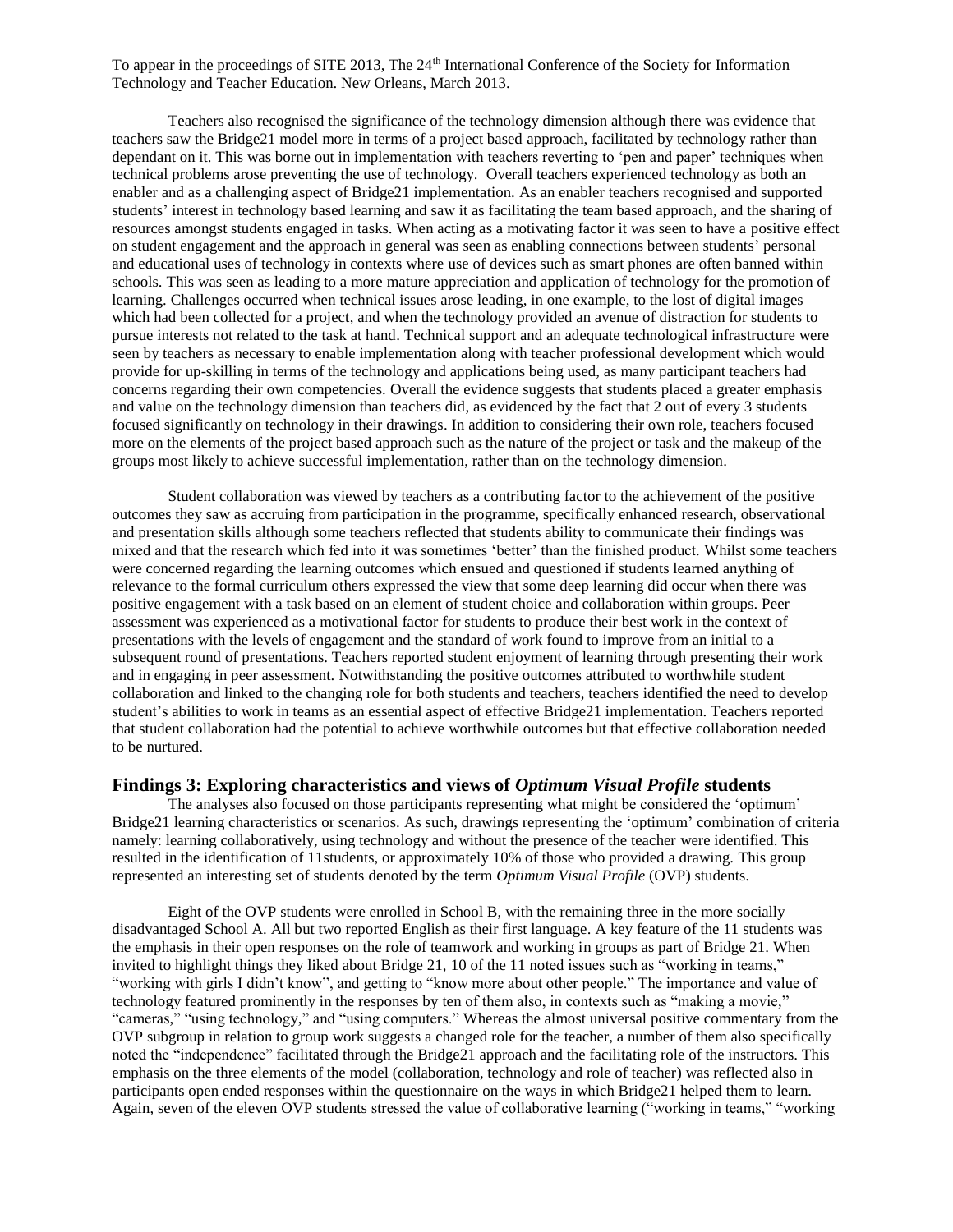Teachers also recognised the significance of the technology dimension although there was evidence that teachers saw the Bridge21 model more in terms of a project based approach, facilitated by technology rather than dependant on it. This was borne out in implementation with teachers reverting to 'pen and paper' techniques when technical problems arose preventing the use of technology. Overall teachers experienced technology as both an enabler and as a challenging aspect of Bridge21 implementation. As an enabler teachers recognised and supported students' interest in technology based learning and saw it as facilitating the team based approach, and the sharing of resources amongst students engaged in tasks. When acting as a motivating factor it was seen to have a positive effect on student engagement and the approach in general was seen as enabling connections between students' personal and educational uses of technology in contexts where use of devices such as smart phones are often banned within schools. This was seen as leading to a more mature appreciation and application of technology for the promotion of learning. Challenges occurred when technical issues arose leading, in one example, to the lost of digital images which had been collected for a project, and when the technology provided an avenue of distraction for students to pursue interests not related to the task at hand. Technical support and an adequate technological infrastructure were seen by teachers as necessary to enable implementation along with teacher professional development which would provide for up-skilling in terms of the technology and applications being used, as many participant teachers had concerns regarding their own competencies. Overall the evidence suggests that students placed a greater emphasis and value on the technology dimension than teachers did, as evidenced by the fact that 2 out of every 3 students focused significantly on technology in their drawings. In addition to considering their own role, teachers focused more on the elements of the project based approach such as the nature of the project or task and the makeup of the groups most likely to achieve successful implementation, rather than on the technology dimension.

Student collaboration was viewed by teachers as a contributing factor to the achievement of the positive outcomes they saw as accruing from participation in the programme, specifically enhanced research, observational and presentation skills although some teachers reflected that students ability to communicate their findings was mixed and that the research which fed into it was sometimes 'better' than the finished product. Whilst some teachers were concerned regarding the learning outcomes which ensued and questioned if students learned anything of relevance to the formal curriculum others expressed the view that some deep learning did occur when there was positive engagement with a task based on an element of student choice and collaboration within groups. Peer assessment was experienced as a motivational factor for students to produce their best work in the context of presentations with the levels of engagement and the standard of work found to improve from an initial to a subsequent round of presentations. Teachers reported student enjoyment of learning through presenting their work and in engaging in peer assessment. Notwithstanding the positive outcomes attributed to worthwhile student collaboration and linked to the changing role for both students and teachers, teachers identified the need to develop student's abilities to work in teams as an essential aspect of effective Bridge21 implementation. Teachers reported that student collaboration had the potential to achieve worthwhile outcomes but that effective collaboration needed to be nurtured.

## Findings 3: Exploring characteristics and views of *Optimum Visual Profile* students

The analyses also focused on those participants representing what might be considered the 'optimum' Bridge21 learning characteristics or scenarios. As such, drawings representing the 'optimum' combination of criteria namely: learning collaboratively, using technology and without the presence of the teacher were identified. This resulted in the identification of 11students, or approximately 10% of those who provided a drawing. This group represented an interesting set of students denoted by the term *Optimum Visual Profile* (OVP) students.

Eight of the OVP students were enrolled in School B, with the remaining three in the more socially disadvantaged School A. All but two reported English as their first language. A key feature of the 11 students was the emphasis in their open responses on the role of teamwork and working in groups as part of Bridge 21. When invited to highlight things they liked about Bridge 21, 10 of the 11 noted issues such as "working in teams," "working with girls I didn't know", and getting to "know more about other people." The importance and value of technology featured prominently in the responses by ten of them also, in contexts such as "making a movie," "cameras," "using technology," and "using computers." Whereas the almost universal positive commentary from the OVP subgroup in relation to group work suggests a changed role for the teacher, a number of them also specifically noted the "independence" facilitated through the Bridge21 approach and the facilitating role of the instructors. This emphasis on the three elements of the model (collaboration, technology and role of teacher) was reflected also in participants open ended responses within the questionnaire on the ways in which Bridge21 helped them to learn. Again, seven of the eleven OVP students stressed the value of collaborative learning ("working in teams," "working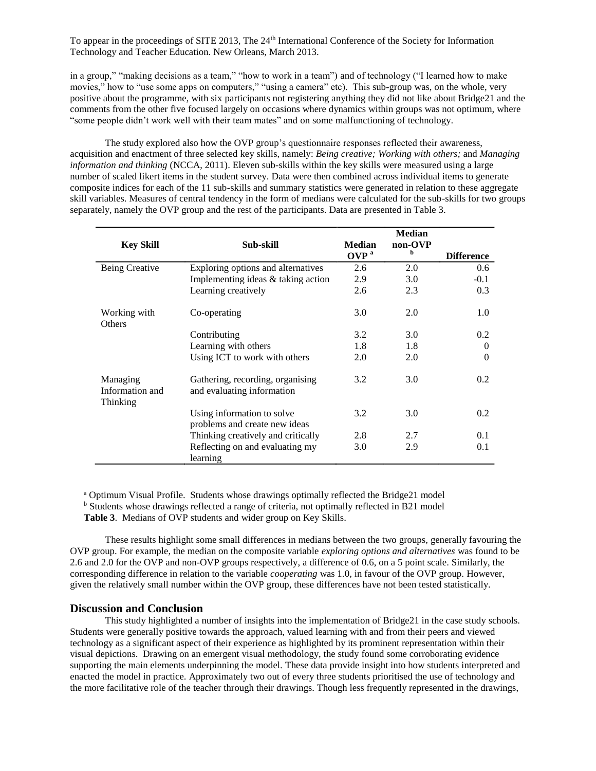in a group," "making decisions as a team," "how to work in a team") and of technology ("I learned how to make movies," how to "use some apps on computers," "using a camera" etc). This sub-group was, on the whole, very positive about the programme, with six participants not registering anything they did not like about Bridge21 and the comments from the other five focused largely on occasions where dynamics within groups was not optimum, where "some people didn't work well with their team mates" and on some malfunctioning of technology.

The study explored also how the OVP group's questionnaire responses reflected their awareness, acquisition and enactment of three selected key skills, namely: *Being creative; Working with others;* and *Managing information and thinking* (NCCA, 2011). Eleven sub-skills within the key skills were measured using a large number of scaled likert items in the student survey. Data were then combined across individual items to generate composite indices for each of the 11 sub-skills and summary statistics were generated in relation to these aggregate skill variables. Measures of central tendency in the form of medians were calculated for the sub-skills for two groups separately, namely the OVP group and the rest of the participants. Data are presented in Table 3.

| Key Skill | Sub-skill | Median OVP [a] | Median non-OVP [b] | Difference |
|---|---|---|---|---|
| Being Creative | Exploring options and alternatives | 2.6 | 2.0 | 0.6 |
| | Implementing ideas & taking action | 2.9 | 3.0 | -0.1 |
| | Learning creatively | 2.6 | 2.3 | 0.3 |
| Working with Others | Co-operating | 3.0 | 2.0 | 1.0 |
| | Contributing | 3.2 | 3.0 | 0.2 |
| | Learning with others | 1.8 | 1.8 | 0 |
| | Using ICT to work with others | 2.0 | 2.0 | 0 |
| Managing Information and Thinking | Gathering, recording, organising and evaluating information | 3.2 | 3.0 | 0.2 |
| | Using information to solve problems and create new ideas | 3.2 | 3.0 | 0.2 |
| | Thinking creatively and critically | 2.8 | 2.7 | 0.1 |
| | Reflecting on and evaluating my learning | 3.0 | 2.9 | 0.1 |

[a] Optimum Visual Profile. Students whose drawings optimally reflected the Bridge21 model
[b] Students whose drawings reflected a range of criteria, not optimally reflected in B21 model
**Table 3**. Medians of OVP students and wider group on Key Skills.

These results highlight some small differences in medians between the two groups, generally favouring the OVP group. For example, the median on the composite variable *exploring options and alternatives* was found to be 2.6 and 2.0 for the OVP and non-OVP groups respectively, a difference of 0.6, on a 5 point scale. Similarly, the corresponding difference in relation to the variable *cooperating* was 1.0, in favour of the OVP group. However, given the relatively small number within the OVP group, these differences have not been tested statistically.

## Discussion and Conclusion

This study highlighted a number of insights into the implementation of Bridge21 in the case study schools. Students were generally positive towards the approach, valued learning with and from their peers and viewed technology as a significant aspect of their experience as highlighted by its prominent representation within their visual depictions. Drawing on an emergent visual methodology, the study found some corroborating evidence supporting the main elements underpinning the model. These data provide insight into how students interpreted and enacted the model in practice. Approximately two out of every three students prioritised the use of technology and the more facilitative role of the teacher through their drawings. Though less frequently represented in the drawings,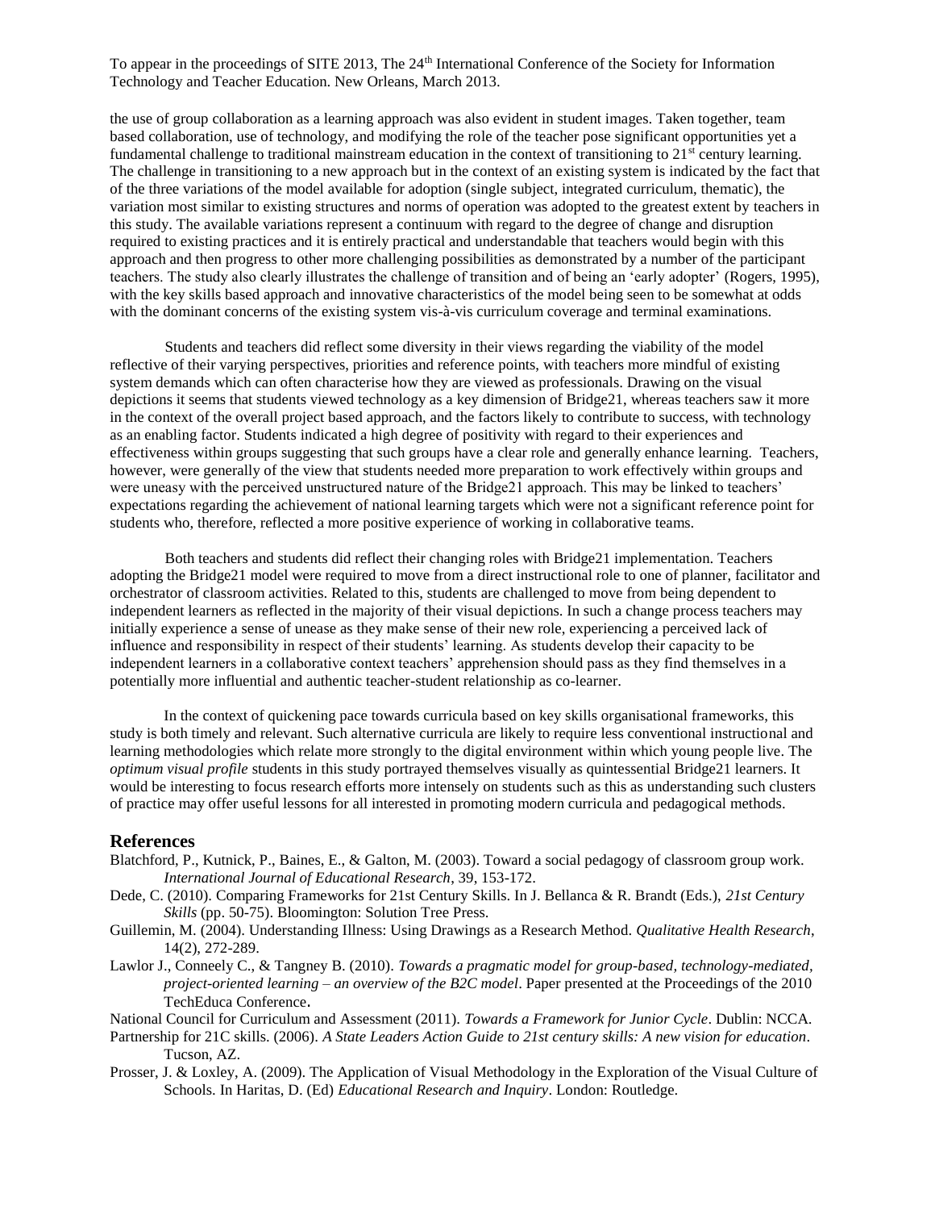the use of group collaboration as a learning approach was also evident in student images. Taken together, team based collaboration, use of technology, and modifying the role of the teacher pose significant opportunities yet a fundamental challenge to traditional mainstream education in the context of transitioning to 21st century learning. The challenge in transitioning to a new approach but in the context of an existing system is indicated by the fact that of the three variations of the model available for adoption (single subject, integrated curriculum, thematic), the variation most similar to existing structures and norms of operation was adopted to the greatest extent by teachers in this study. The available variations represent a continuum with regard to the degree of change and disruption required to existing practices and it is entirely practical and understandable that teachers would begin with this approach and then progress to other more challenging possibilities as demonstrated by a number of the participant teachers. The study also clearly illustrates the challenge of transition and of being an 'early adopter' (Rogers, 1995), with the key skills based approach and innovative characteristics of the model being seen to be somewhat at odds with the dominant concerns of the existing system vis-à-vis curriculum coverage and terminal examinations.

Students and teachers did reflect some diversity in their views regarding the viability of the model reflective of their varying perspectives, priorities and reference points, with teachers more mindful of existing system demands which can often characterise how they are viewed as professionals. Drawing on the visual depictions it seems that students viewed technology as a key dimension of Bridge21, whereas teachers saw it more in the context of the overall project based approach, and the factors likely to contribute to success, with technology as an enabling factor. Students indicated a high degree of positivity with regard to their experiences and effectiveness within groups suggesting that such groups have a clear role and generally enhance learning. Teachers, however, were generally of the view that students needed more preparation to work effectively within groups and were uneasy with the perceived unstructured nature of the Bridge21 approach. This may be linked to teachers' expectations regarding the achievement of national learning targets which were not a significant reference point for students who, therefore, reflected a more positive experience of working in collaborative teams.

Both teachers and students did reflect their changing roles with Bridge21 implementation. Teachers adopting the Bridge21 model were required to move from a direct instructional role to one of planner, facilitator and orchestrator of classroom activities. Related to this, students are challenged to move from being dependent to independent learners as reflected in the majority of their visual depictions. In such a change process teachers may initially experience a sense of unease as they make sense of their new role, experiencing a perceived lack of influence and responsibility in respect of their students' learning. As students develop their capacity to be independent learners in a collaborative context teachers' apprehension should pass as they find themselves in a potentially more influential and authentic teacher-student relationship as co-learner.

In the context of quickening pace towards curricula based on key skills organisational frameworks, this study is both timely and relevant. Such alternative curricula are likely to require less conventional instructional and learning methodologies which relate more strongly to the digital environment within which young people live. The *optimum visual profile* students in this study portrayed themselves visually as quintessential Bridge21 learners. It would be interesting to focus research efforts more intensely on students such as this as understanding such clusters of practice may offer useful lessons for all interested in promoting modern curricula and pedagogical methods.

## References

Blatchford, P., Kutnick, P., Baines, E., & Galton, M. (2003). Toward a social pedagogy of classroom group work. *International Journal of Educational Research*, 39, 153-172.

Dede, C. (2010). Comparing Frameworks for 21st Century Skills. In J. Bellanca & R. Brandt (Eds.), *21st Century Skills* (pp. 50-75). Bloomington: Solution Tree Press.

Guillemin, M. (2004). Understanding Illness: Using Drawings as a Research Method. *Qualitative Health Research*, 14(2), 272-289.

Lawlor J., Conneely C., & Tangney B. (2010). *Towards a pragmatic model for group-based, technology-mediated, project-oriented learning – an overview of the B2C model*. Paper presented at the Proceedings of the 2010 TechEduca Conference.

National Council for Curriculum and Assessment (2011). *Towards a Framework for Junior Cycle*. Dublin: NCCA.

Partnership for 21C skills. (2006). *A State Leaders Action Guide to 21st century skills: A new vision for education*. Tucson, AZ.

Prosser, J. & Loxley, A. (2009). The Application of Visual Methodology in the Exploration of the Visual Culture of Schools. In Haritas, D. (Ed) *Educational Research and Inquiry*. London: Routledge.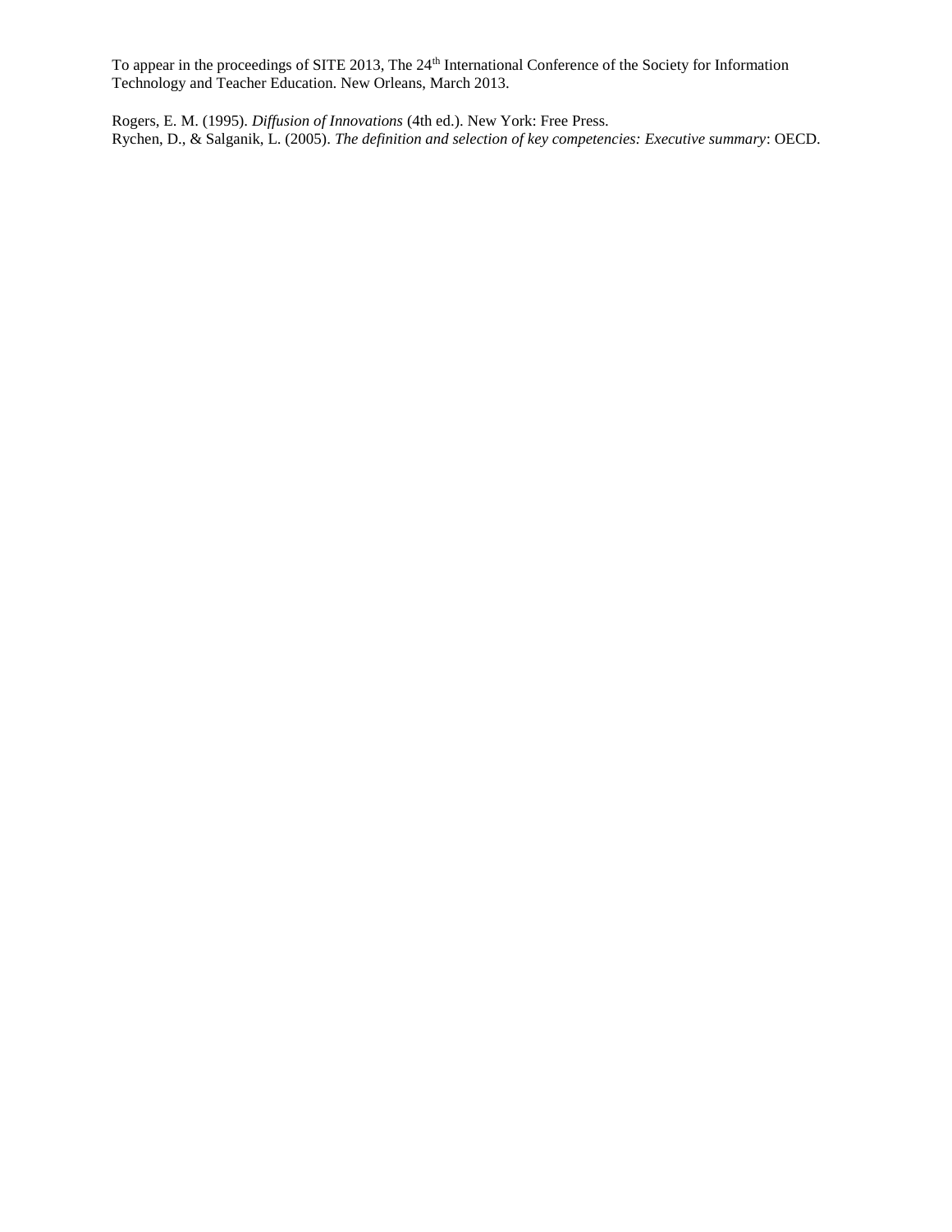Rogers, E. M. (1995). *Diffusion of Innovations* (4th ed.). New York: Free Press.
Rychen, D., & Salganik, L. (2005). *The definition and selection of key competencies: Executive summary*: OECD.